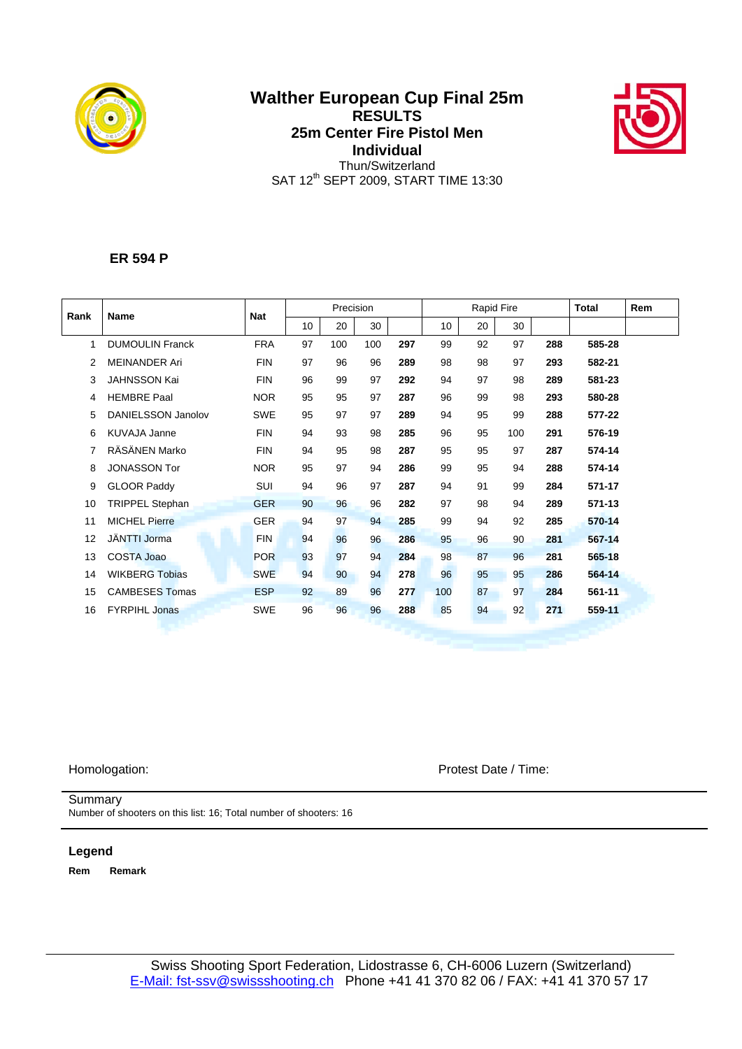# Walther European Cup Final 25m

## RESULTS

## 25m Center Fire Pistol Men

## Individual

Thun/Switzerland

SAT 12th SEPT 2009, START TIME 13:30

**ER 594 P**

| Rank | Name | Nat | Precision | | | | Rapid Fire | | | | Total | Rem |
|---|---|---|---|---|---|---|---|---|---|---|---|---|
| | | | 10 | 20 | 30 | | 10 | 20 | 30 | | | |
| 1 | DUMOULIN Franck | FRA | 97 | 100 | 100 | **297** | 99 | 92 | 97 | **288** | **585-28** | |
| 2 | MEINANDER Ari | FIN | 97 | 96 | 96 | **289** | 98 | 98 | 97 | **293** | **582-21** | |
| 3 | JAHNSSON Kai | FIN | 96 | 99 | 97 | **292** | 94 | 97 | 98 | **289** | **581-23** | |
| 4 | HEMBRE Paal | NOR | 95 | 95 | 97 | **287** | 96 | 99 | 98 | **293** | **580-28** | |
| 5 | DANIELSSON Janolov | SWE | 95 | 97 | 97 | **289** | 94 | 95 | 99 | **288** | **577-22** | |
| 6 | KUVAJA Janne | FIN | 94 | 93 | 98 | **285** | 96 | 95 | 100 | **291** | **576-19** | |
| 7 | RÄSÄNEN Marko | FIN | 94 | 95 | 98 | **287** | 95 | 95 | 97 | **287** | **574-14** | |
| 8 | JONASSON Tor | NOR | 95 | 97 | 94 | **286** | 99 | 95 | 94 | **288** | **574-14** | |
| 9 | GLOOR Paddy | SUI | 94 | 96 | 97 | **287** | 94 | 91 | 99 | **284** | **571-17** | |
| 10 | TRIPPEL Stephan | GER | 90 | 96 | 96 | **282** | 97 | 98 | 94 | **289** | **571-13** | |
| 11 | MICHEL Pierre | GER | 94 | 97 | 94 | **285** | 99 | 94 | 92 | **285** | **570-14** | |
| 12 | JÄNTTI Jorma | FIN | 94 | 96 | 96 | **286** | 95 | 96 | 90 | **281** | **567-14** | |
| 13 | COSTA Joao | POR | 93 | 97 | 94 | **284** | 98 | 87 | 96 | **281** | **565-18** | |
| 14 | WIKBERG Tobias | SWE | 94 | 90 | 94 | **278** | 96 | 95 | 95 | **286** | **564-14** | |
| 15 | CAMBESES Tomas | ESP | 92 | 89 | 96 | **277** | 100 | 87 | 97 | **284** | **561-11** | |
| 16 | FYRPIHL Jonas | SWE | 96 | 96 | 96 | **288** | 85 | 94 | 92 | **271** | **559-11** | |

Homologation:

Protest Date / Time:

Summary

Number of shooters on this list: 16; Total number of shooters: 16

**Legend**

**Rem** **Remark**

Swiss Shooting Sport Federation, Lidostrasse 6, CH-6006 Luzern (Switzerland)
E-Mail: fst-ssv@swissshooting.ch Phone +41 41 370 82 06 / FAX: +41 41 370 57 17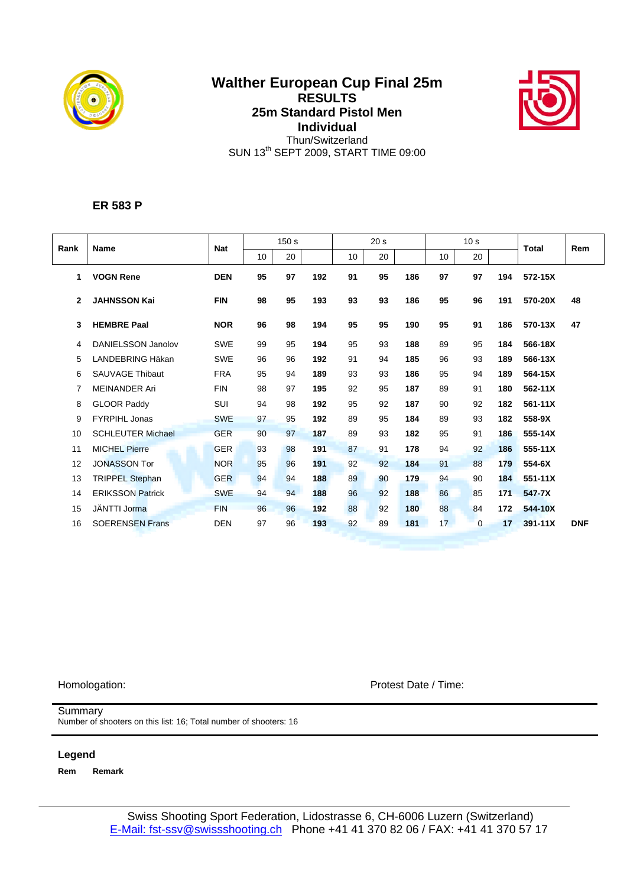# Walther European Cup Final 25m

## RESULTS

## 25m Standard Pistol Men

## Individual

Thun/Switzerland

SUN 13th SEPT 2009, START TIME 09:00

**ER 583 P**

| Rank | Name | Nat | 150 s | | | 20 s | | | 10 s | | | Total | Rem |
|---|---|---|---|---|---|---|---|---|---|---|---|---|---|
| | | | 10 | 20 | | 10 | 20 | | 10 | 20 | | | |
| **1** | **VOGN Rene** | **DEN** | **95** | **97** | **192** | **91** | **95** | **186** | **97** | **97** | **194** | **572-15X** | |
| **2** | **JAHNSSON Kai** | **FIN** | **98** | **95** | **193** | **93** | **93** | **186** | **95** | **96** | **191** | **570-20X** | **48** |
| **3** | **HEMBRE Paal** | **NOR** | **96** | **98** | **194** | **95** | **95** | **190** | **95** | **91** | **186** | **570-13X** | **47** |
| 4 | DANIELSSON Janolov | SWE | 99 | 95 | **194** | 95 | 93 | **188** | 89 | 95 | **184** | **566-18X** | |
| 5 | LANDEBRING Häkan | SWE | 96 | 96 | **192** | 91 | 94 | **185** | 96 | 93 | **189** | **566-13X** | |
| 6 | SAUVAGE Thibaut | FRA | 95 | 94 | **189** | 93 | 93 | **186** | 95 | 94 | **189** | **564-15X** | |
| 7 | MEINANDER Ari | FIN | 98 | 97 | **195** | 92 | 95 | **187** | 89 | 91 | **180** | **562-11X** | |
| 8 | GLOOR Paddy | SUI | 94 | 98 | **192** | 95 | 92 | **187** | 90 | 92 | **182** | **561-11X** | |
| 9 | FYRPIHL Jonas | SWE | 97 | 95 | **192** | 89 | 95 | **184** | 89 | 93 | **182** | **558-9X** | |
| 10 | SCHLEUTER Michael | GER | 90 | 97 | **187** | 89 | 93 | **182** | 95 | 91 | **186** | **555-14X** | |
| 11 | MICHEL Pierre | GER | 93 | 98 | **191** | 87 | 91 | **178** | 94 | 92 | **186** | **555-11X** | |
| 12 | JONASSON Tor | NOR | 95 | 96 | **191** | 92 | 92 | **184** | 91 | 88 | **179** | **554-6X** | |
| 13 | TRIPPEL Stephan | GER | 94 | 94 | **188** | 89 | 90 | **179** | 94 | 90 | **184** | **551-11X** | |
| 14 | ERIKSSON Patrick | SWE | 94 | 94 | **188** | 96 | 92 | **188** | 86 | 85 | **171** | **547-7X** | |
| 15 | JÄNTTI Jorma | FIN | 96 | 96 | **192** | 88 | 92 | **180** | 88 | 84 | **172** | **544-10X** | |
| 16 | SOERENSEN Frans | DEN | 97 | 96 | **193** | 92 | 89 | **181** | 17 | 0 | **17** | **391-11X** | **DNF** |

Homologation:

Protest Date / Time:

Summary

Number of shooters on this list: 16; Total number of shooters: 16

**Legend**

**Rem** **Remark**

Swiss Shooting Sport Federation, Lidostrasse 6, CH-6006 Luzern (Switzerland)
E-Mail: fst-ssv@swissshooting.ch Phone +41 41 370 82 06 / FAX: +41 41 370 57 17